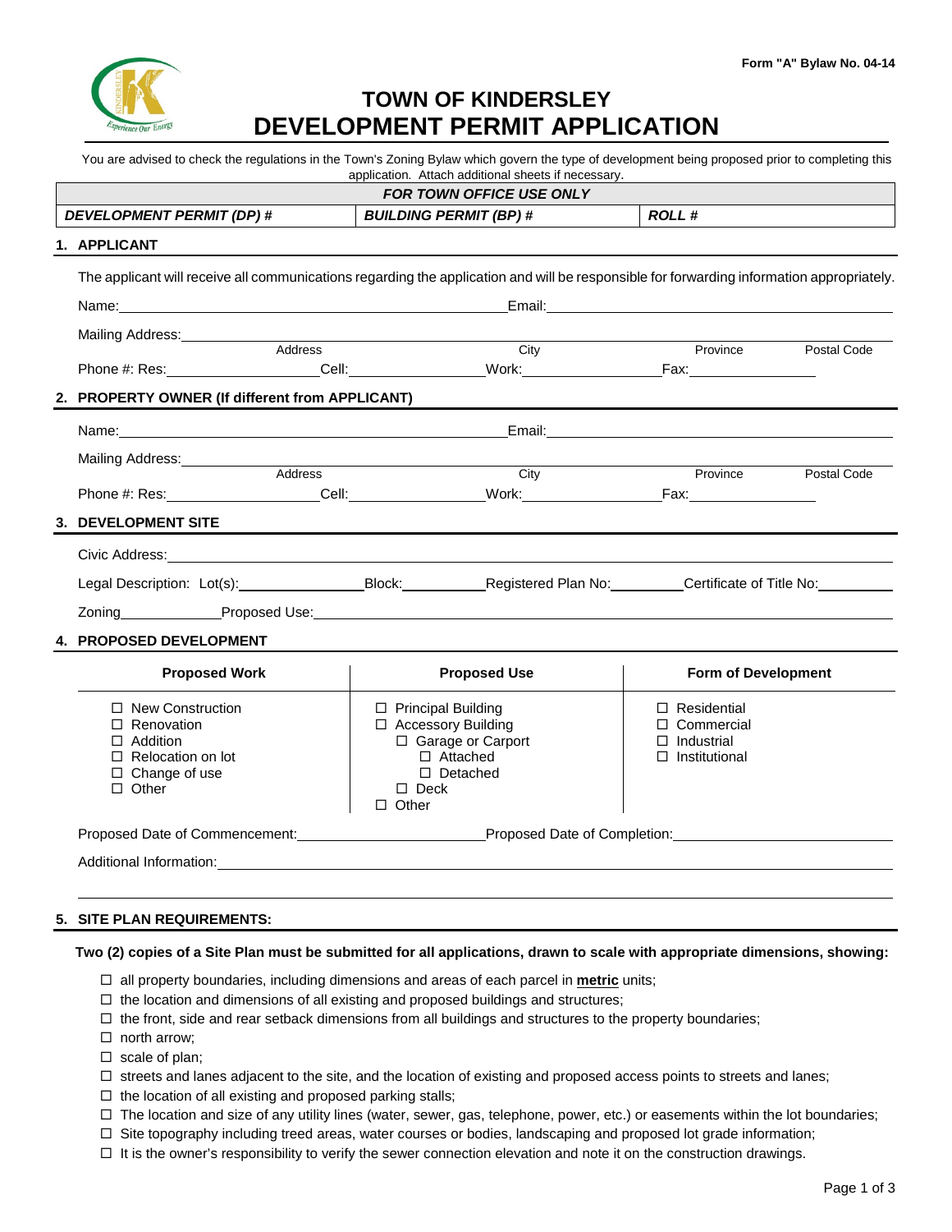Form "A" Bylaw No. 04-14

# TOWN OF KINDERSLEY
# DEVELOPMENT PERMIT APPLICATION

You are advised to check the regulations in the Town's Zoning Bylaw which govern the type of development being proposed prior to completing this application. Attach additional sheets if necessary.

| *FOR TOWN OFFICE USE ONLY* | | |
|---|---|---|
| ***DEVELOPMENT PERMIT (DP) #*** | ***BUILDING PERMIT (BP) #*** | ***ROLL #*** |

## 1. APPLICANT

The applicant will receive all communications regarding the application and will be responsible for forwarding information appropriately.

Name: ______________________ Email: ______________________

Mailing Address: ______________________
Address / City / Province / Postal Code

Phone #: Res: __________ Cell: __________ Work: __________ Fax: __________

## 2. PROPERTY OWNER (If different from APPLICANT)

Name: ______________________ Email: ______________________

Mailing Address: ______________________
Address / City / Province / Postal Code

Phone #: Res: __________ Cell: __________ Work: __________ Fax: __________

## 3. DEVELOPMENT SITE

Civic Address: ______________________

Legal Description: Lot(s): __________ Block: __________ Registered Plan No: __________ Certificate of Title No: __________

Zoning __________ Proposed Use: ______________________

## 4. PROPOSED DEVELOPMENT

| Proposed Work | Proposed Use | Form of Development |
|---|---|---|
| ☐ New Construction<br>☐ Renovation<br>☐ Addition<br>☐ Relocation on lot<br>☐ Change of use<br>☐ Other | ☐ Principal Building<br>☐ Accessory Building<br>☐ Garage or Carport<br>☐ Attached<br>☐ Detached<br>☐ Deck<br>☐ Other | ☐ Residential<br>☐ Commercial<br>☐ Industrial<br>☐ Institutional |

Proposed Date of Commencement: __________ Proposed Date of Completion: __________

Additional Information: ______________________

## 5. SITE PLAN REQUIREMENTS:

**Two (2) copies of a Site Plan must be submitted for all applications, drawn to scale with appropriate dimensions, showing:**

- ☐ all property boundaries, including dimensions and areas of each parcel in **metric** units;
- ☐ the location and dimensions of all existing and proposed buildings and structures;
- ☐ the front, side and rear setback dimensions from all buildings and structures to the property boundaries;
- ☐ north arrow;
- ☐ scale of plan;
- ☐ streets and lanes adjacent to the site, and the location of existing and proposed access points to streets and lanes;
- ☐ the location of all existing and proposed parking stalls;
- ☐ The location and size of any utility lines (water, sewer, gas, telephone, power, etc.) or easements within the lot boundaries;
- ☐ Site topography including treed areas, water courses or bodies, landscaping and proposed lot grade information;
- ☐ It is the owner's responsibility to verify the sewer connection elevation and note it on the construction drawings.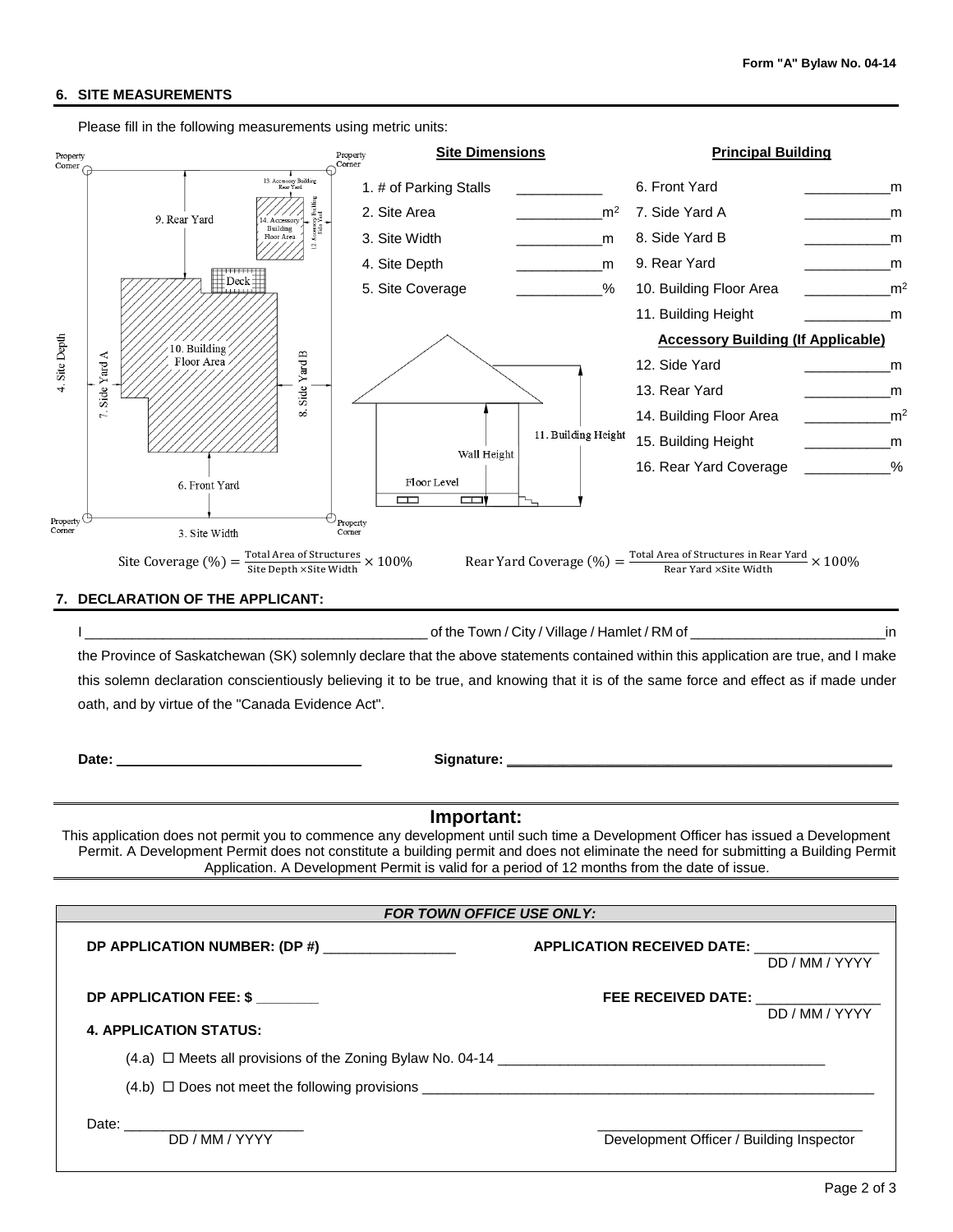Form "A" Bylaw No. 04-14

## 6. SITE MEASUREMENTS

Please fill in the following measurements using metric units:

| **Site Dimensions** | | **Principal Building** | |
|---|---|---|---|
| 1. # of Parking Stalls | ___________ | 6. Front Yard | ___________m |
| 2. Site Area | ___________$m^2$ | 7. Side Yard A | ___________m |
| 3. Site Width | ___________m | 8. Side Yard B | ___________m |
| 4. Site Depth | ___________m | 9. Rear Yard | ___________m |
| 5. Site Coverage | ___________% | 10. Building Floor Area | ___________$m^2$ |
| | | 11. Building Height | ___________m |
| | | **Accessory Building (If Applicable)** | |
| | | 12. Side Yard | ___________m |
| | | 13. Rear Yard | ___________m |
| | | 14. Building Floor Area | ___________$m^2$ |
| | | 15. Building Height | ___________m |
| | | 16. Rear Yard Coverage | ___________% |

Property Corner, 13. Accessory Building Rear Yard, 12. Accessory Building Side Yard, 14. Accessory Building Floor Area, 9. Rear Yard, Deck, 10. Building Floor Area, 4. Site Depth, 7. Side Yard A, 8. Side Yard B, 6. Front Yard, 3. Site Width, 11. Building Height, Wall Height, Floor Level

$$\text{Site Coverage (\%)} = \frac{\text{Total Area of Structures}}{\text{Site Depth} \times \text{Site Width}} \times 100\%$$

$$\text{Rear Yard Coverage (\%)} = \frac{\text{Total Area of Structures in Rear Yard}}{\text{Rear Yard} \times \text{Site Width}} \times 100\%$$

## 7. DECLARATION OF THE APPLICANT:

I _____________________________________________ of the Town / City / Village / Hamlet / RM of _________________________ in the Province of Saskatchewan (SK) solemnly declare that the above statements contained within this application are true, and I make this solemn declaration conscientiously believing it to be true, and knowing that it is of the same force and effect as if made under oath, and by virtue of the "Canada Evidence Act".

**Date:** _______________________________ **Signature:** ___________________________________________________

## Important:

This application does not permit you to commence any development until such time a Development Officer has issued a Development Permit. A Development Permit does not constitute a building permit and does not eliminate the need for submitting a Building Permit Application. A Development Permit is valid for a period of 12 months from the date of issue.

***FOR TOWN OFFICE USE ONLY:***

**DP APPLICATION NUMBER: (DP #)** _________________ **APPLICATION RECEIVED DATE:** ________________ DD / MM / YYYY

**DP APPLICATION FEE: $** ________ **FEE RECEIVED DATE:** ________________ DD / MM / YYYY

**4. APPLICATION STATUS:**

(4.a) ☐ Meets all provisions of the Zoning Bylaw No. 04-14 __________________________________________

(4.b) ☐ Does not meet the following provisions ____________________________________________________________

Date: _______________________ DD / MM / YYYY

__________________________________
Development Officer / Building Inspector